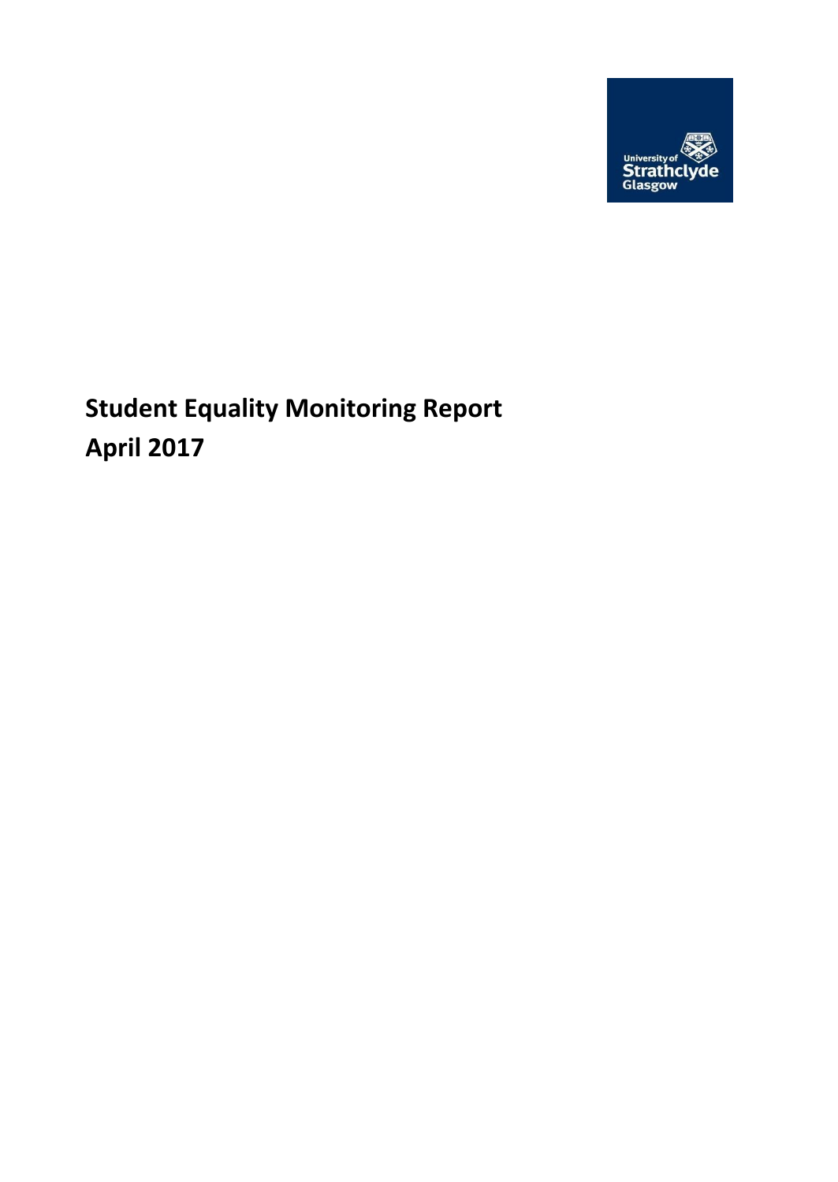# Student Equality Monitoring Report
# April 2017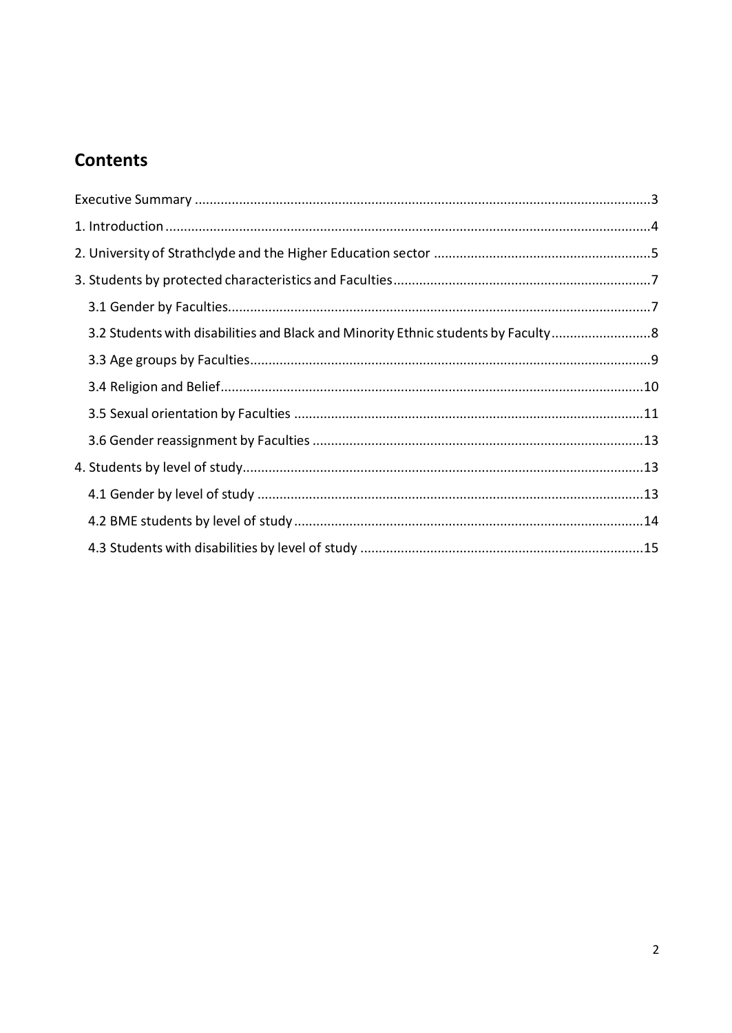## Contents

- Executive Summary ....... 3
- 1. Introduction ....... 4
- 2. University of Strathclyde and the Higher Education sector ....... 5
- 3. Students by protected characteristics and Faculties ....... 7
  - 3.1 Gender by Faculties ....... 7
  - 3.2 Students with disabilities and Black and Minority Ethnic students by Faculty ....... 8
  - 3.3 Age groups by Faculties ....... 9
  - 3.4 Religion and Belief ....... 10
  - 3.5 Sexual orientation by Faculties ....... 11
  - 3.6 Gender reassignment by Faculties ....... 13
- 4. Students by level of study ....... 13
  - 4.1 Gender by level of study ....... 13
  - 4.2 BME students by level of study ....... 14
  - 4.3 Students with disabilities by level of study ....... 15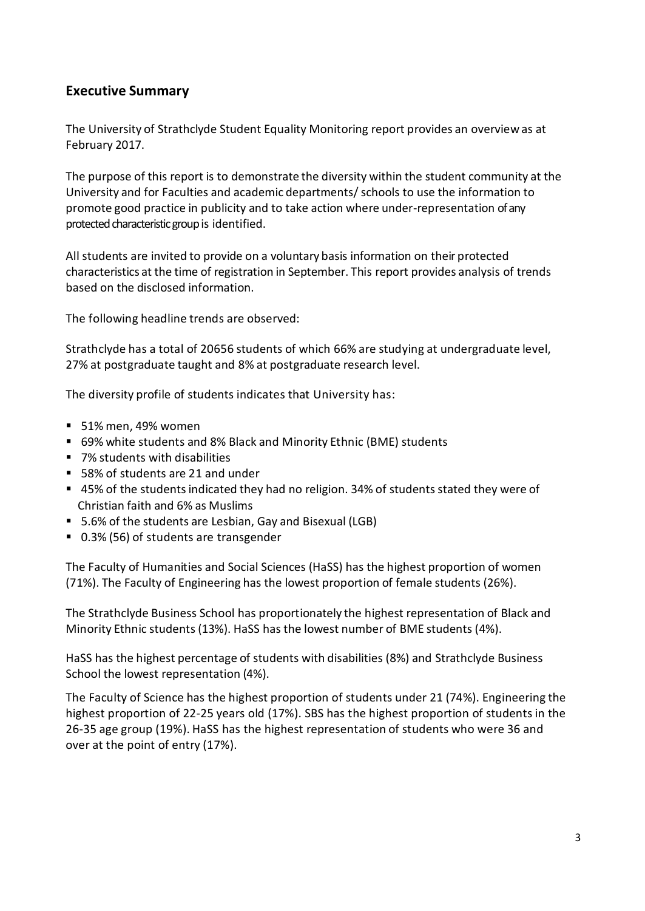## Executive Summary

The University of Strathclyde Student Equality Monitoring report provides an overview as at February 2017.

The purpose of this report is to demonstrate the diversity within the student community at the University and for Faculties and academic departments/ schools to use the information to promote good practice in publicity and to take action where under-representation of any protected characteristic group is identified.

All students are invited to provide on a voluntary basis information on their protected characteristics at the time of registration in September. This report provides analysis of trends based on the disclosed information.

The following headline trends are observed:

Strathclyde has a total of 20656 students of which 66% are studying at undergraduate level, 27% at postgraduate taught and 8% at postgraduate research level.

The diversity profile of students indicates that University has:

- 51% men, 49% women
- 69% white students and 8% Black and Minority Ethnic (BME) students
- 7% students with disabilities
- 58% of students are 21 and under
- 45% of the students indicated they had no religion. 34% of students stated they were of Christian faith and 6% as Muslims
- 5.6% of the students are Lesbian, Gay and Bisexual (LGB)
- 0.3% (56) of students are transgender

The Faculty of Humanities and Social Sciences (HaSS) has the highest proportion of women (71%). The Faculty of Engineering has the lowest proportion of female students (26%).

The Strathclyde Business School has proportionately the highest representation of Black and Minority Ethnic students (13%). HaSS has the lowest number of BME students (4%).

HaSS has the highest percentage of students with disabilities (8%) and Strathclyde Business School the lowest representation (4%).

The Faculty of Science has the highest proportion of students under 21 (74%). Engineering the highest proportion of 22-25 years old (17%). SBS has the highest proportion of students in the 26-35 age group (19%). HaSS has the highest representation of students who were 36 and over at the point of entry (17%).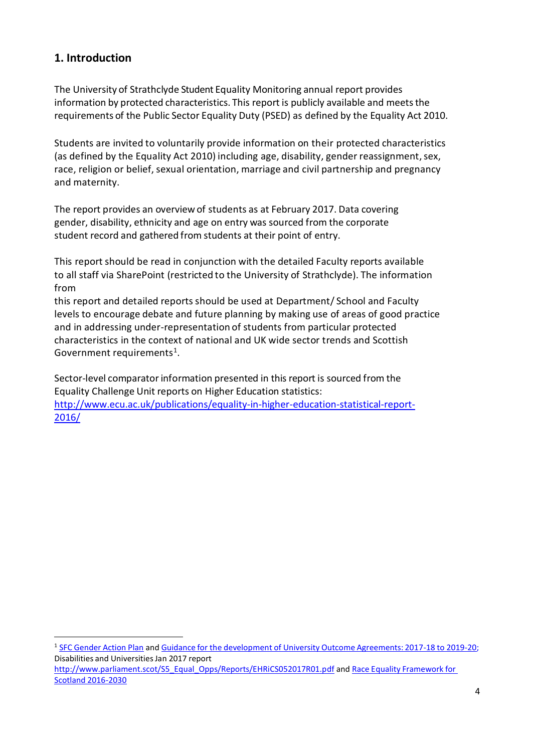## 1. Introduction

The University of Strathclyde Student Equality Monitoring annual report provides information by protected characteristics. This report is publicly available and meets the requirements of the Public Sector Equality Duty (PSED) as defined by the Equality Act 2010.

Students are invited to voluntarily provide information on their protected characteristics (as defined by the Equality Act 2010) including age, disability, gender reassignment, sex, race, religion or belief, sexual orientation, marriage and civil partnership and pregnancy and maternity.

The report provides an overview of students as at February 2017. Data covering gender, disability, ethnicity and age on entry was sourced from the corporate student record and gathered from students at their point of entry.

This report should be read in conjunction with the detailed Faculty reports available to all staff via SharePoint (restricted to the University of Strathclyde). The information from this report and detailed reports should be used at Department/ School and Faculty levels to encourage debate and future planning by making use of areas of good practice and in addressing under-representation of students from particular protected characteristics in the context of national and UK wide sector trends and Scottish Government requirements[1].

Sector-level comparator information presented in this report is sourced from the Equality Challenge Unit reports on Higher Education statistics: http://www.ecu.ac.uk/publications/equality-in-higher-education-statistical-report-2016/

---

[1] SFC Gender Action Plan and Guidance for the development of University Outcome Agreements: 2017-18 to 2019-20; Disabilities and Universities Jan 2017 report http://www.parliament.scot/S5_Equal_Opps/Reports/EHRiCS052017R01.pdf and Race Equality Framework for Scotland 2016-2030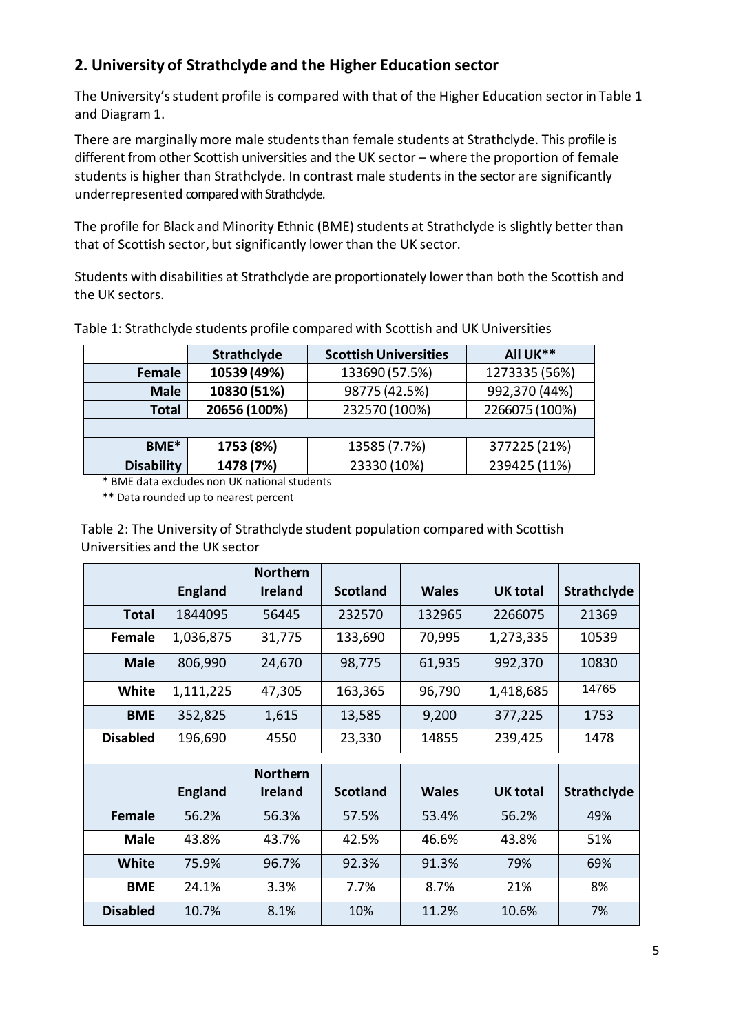## 2. University of Strathclyde and the Higher Education sector

The University's student profile is compared with that of the Higher Education sector in Table 1 and Diagram 1.

There are marginally more male students than female students at Strathclyde. This profile is different from other Scottish universities and the UK sector – where the proportion of female students is higher than Strathclyde. In contrast male students in the sector are significantly underrepresented compared with Strathclyde.

The profile for Black and Minority Ethnic (BME) students at Strathclyde is slightly better than that of Scottish sector, but significantly lower than the UK sector.

Students with disabilities at Strathclyde are proportionately lower than both the Scottish and the UK sectors.

Table 1: Strathclyde students profile compared with Scottish and UK Universities

| | Strathclyde | Scottish Universities | All UK** |
|---|---|---|---|
| **Female** | **10539 (49%)** | 133690 (57.5%) | 1273335 (56%) |
| **Male** | **10830 (51%)** | 98775 (42.5%) | 992,370 (44%) |
| **Total** | **20656 (100%)** | 232570 (100%) | 2266075 (100%) |
| | | | |
| **BME*** | **1753 (8%)** | 13585 (7.7%) | 377225 (21%) |
| **Disability** | **1478 (7%)** | 23330 (10%) | 239425 (11%) |

**\*** BME data excludes non UK national students

**\*\*** Data rounded up to nearest percent

Table 2: The University of Strathclyde student population compared with Scottish Universities and the UK sector

| | England | Northern Ireland | Scotland | Wales | UK total | Strathclyde |
|---|---|---|---|---|---|---|
| **Total** | 1844095 | 56445 | 232570 | 132965 | 2266075 | 21369 |
| **Female** | 1,036,875 | 31,775 | 133,690 | 70,995 | 1,273,335 | 10539 |
| **Male** | 806,990 | 24,670 | 98,775 | 61,935 | 992,370 | 10830 |
| **White** | 1,111,225 | 47,305 | 163,365 | 96,790 | 1,418,685 | 14765 |
| **BME** | 352,825 | 1,615 | 13,585 | 9,200 | 377,225 | 1753 |
| **Disabled** | 196,690 | 4550 | 23,330 | 14855 | 239,425 | 1478 |
| | | | | | | |
| | **England** | **Northern Ireland** | **Scotland** | **Wales** | **UK total** | **Strathclyde** |
| **Female** | 56.2% | 56.3% | 57.5% | 53.4% | 56.2% | 49% |
| **Male** | 43.8% | 43.7% | 42.5% | 46.6% | 43.8% | 51% |
| **White** | 75.9% | 96.7% | 92.3% | 91.3% | 79% | 69% |
| **BME** | 24.1% | 3.3% | 7.7% | 8.7% | 21% | 8% |
| **Disabled** | 10.7% | 8.1% | 10% | 11.2% | 10.6% | 7% |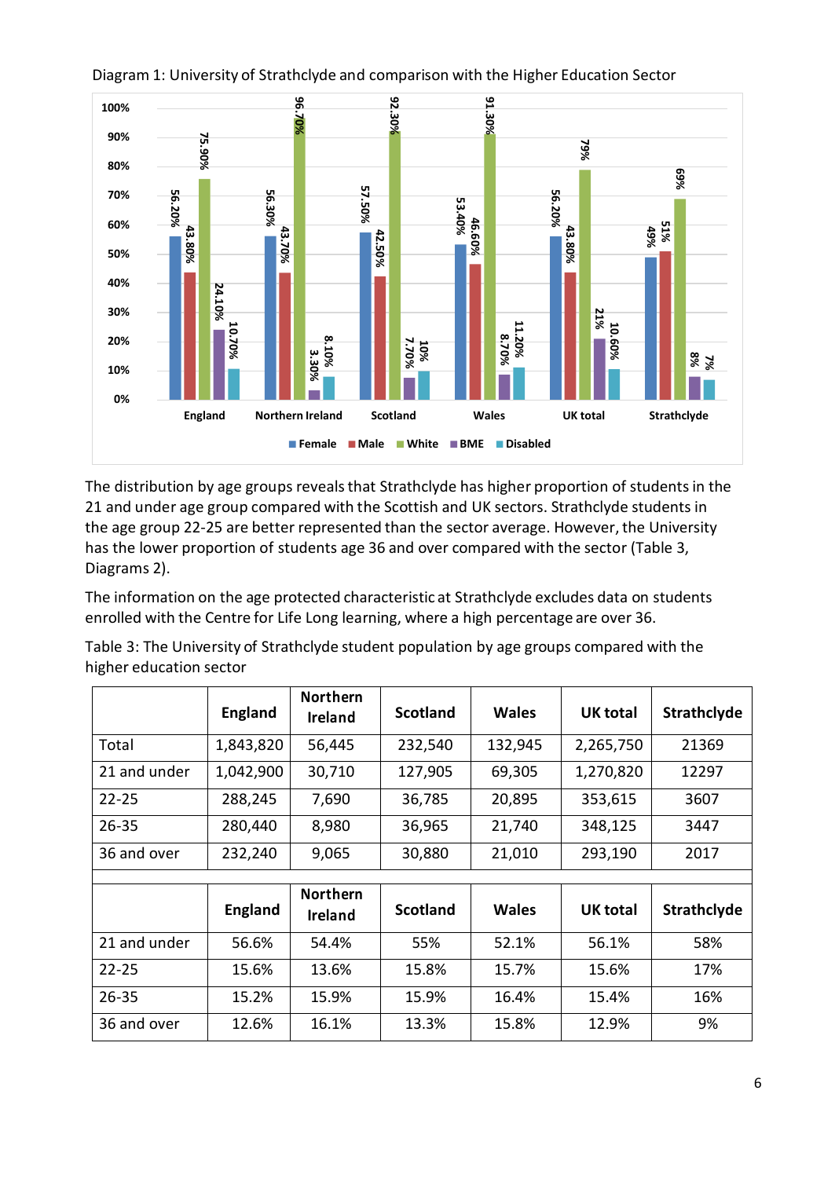Diagram 1: University of Strathclyde and comparison with the Higher Education Sector

| | England | Northern Ireland | Scotland | Wales | UK total | Strathclyde |
|---|---|---|---|---|---|---|
| Female | 56.20% | 56.30% | 57.50% | 53.40% | 56.20% | 49% |
| Male | 43.80% | 43.70% | 42.50% | 46.60% | 43.80% | 51% |
| White | 75.90% | 96.70% | 92.30% | 91.30% | 79% | 69% |
| BME | 24.10% | 3.30% | 7.70% | 8.70% | 21% | 8% |
| Disabled | 10.70% | 8.10% | 10% | 11.20% | 10.60% | 7% |

The distribution by age groups reveals that Strathclyde has higher proportion of students in the 21 and under age group compared with the Scottish and UK sectors. Strathclyde students in the age group 22-25 are better represented than the sector average. However, the University has the lower proportion of students age 36 and over compared with the sector (Table 3, Diagrams 2).

The information on the age protected characteristic at Strathclyde excludes data on students enrolled with the Centre for Life Long learning, where a high percentage are over 36.

Table 3: The University of Strathclyde student population by age groups compared with the higher education sector

| | England | Northern Ireland | Scotland | Wales | UK total | Strathclyde |
|---|---|---|---|---|---|---|
| Total | 1,843,820 | 56,445 | 232,540 | 132,945 | 2,265,750 | 21369 |
| 21 and under | 1,042,900 | 30,710 | 127,905 | 69,305 | 1,270,820 | 12297 |
| 22-25 | 288,245 | 7,690 | 36,785 | 20,895 | 353,615 | 3607 |
| 26-35 | 280,440 | 8,980 | 36,965 | 21,740 | 348,125 | 3447 |
| 36 and over | 232,240 | 9,065 | 30,880 | 21,010 | 293,190 | 2017 |

| | England | Northern Ireland | Scotland | Wales | UK total | Strathclyde |
|---|---|---|---|---|---|---|
| 21 and under | 56.6% | 54.4% | 55% | 52.1% | 56.1% | 58% |
| 22-25 | 15.6% | 13.6% | 15.8% | 15.7% | 15.6% | 17% |
| 26-35 | 15.2% | 15.9% | 15.9% | 16.4% | 15.4% | 16% |
| 36 and over | 12.6% | 16.1% | 13.3% | 15.8% | 12.9% | 9% |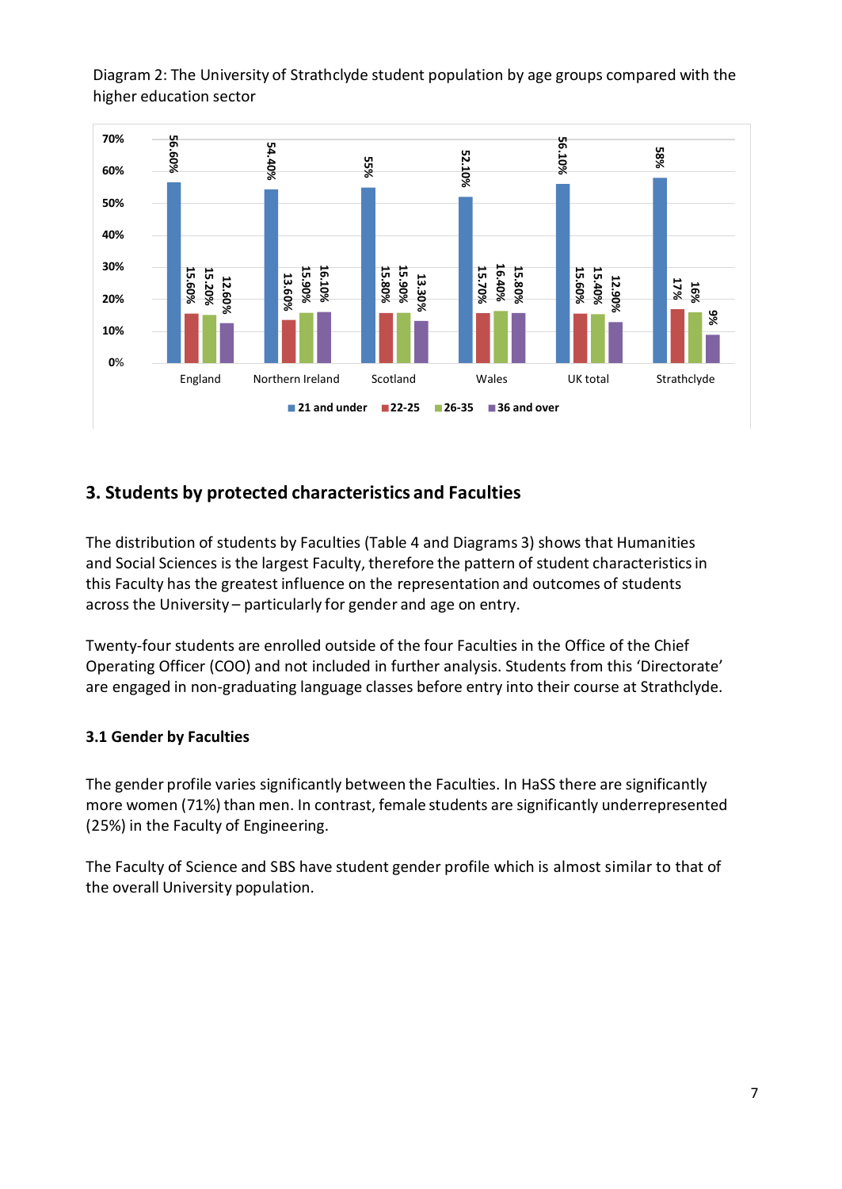Diagram 2: The University of Strathclyde student population by age groups compared with the higher education sector

| | 21 and under | 22-25 | 26-35 | 36 and over |
|---|---|---|---|---|
| England | 56.60% | 15.60% | 15.20% | 12.60% |
| Northern Ireland | 54.40% | 13.60% | 15.90% | 16.10% |
| Scotland | 55% | 15.80% | 15.90% | 13.30% |
| Wales | 52.10% | 15.70% | 16.40% | 15.80% |
| UK total | 56.10% | 15.60% | 15.40% | 12.90% |
| Strathclyde | 58% | 17% | 16% | 9% |

## 3. Students by protected characteristics and Faculties

The distribution of students by Faculties (Table 4 and Diagrams 3) shows that Humanities and Social Sciences is the largest Faculty, therefore the pattern of student characteristics in this Faculty has the greatest influence on the representation and outcomes of students across the University – particularly for gender and age on entry.

Twenty-four students are enrolled outside of the four Faculties in the Office of the Chief Operating Officer (COO) and not included in further analysis. Students from this 'Directorate' are engaged in non-graduating language classes before entry into their course at Strathclyde.

### 3.1 Gender by Faculties

The gender profile varies significantly between the Faculties. In HaSS there are significantly more women (71%) than men. In contrast, female students are significantly underrepresented (25%) in the Faculty of Engineering.

The Faculty of Science and SBS have student gender profile which is almost similar to that of the overall University population.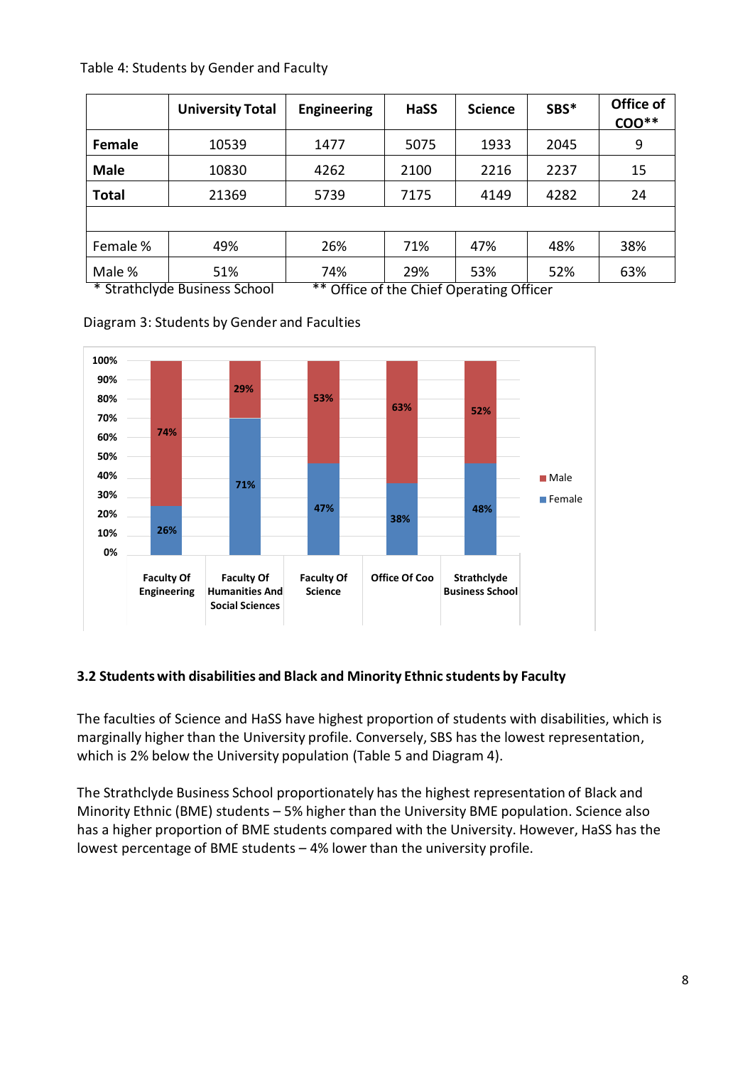Table 4: Students by Gender and Faculty

| | University Total | Engineering | HaSS | Science | SBS* | Office of COO** |
|---|---|---|---|---|---|---|
| **Female** | 10539 | 1477 | 5075 | 1933 | 2045 | 9 |
| **Male** | 10830 | 4262 | 2100 | 2216 | 2237 | 15 |
| **Total** | 21369 | 5739 | 7175 | 4149 | 4282 | 24 |
| | | | | | | |
| Female % | 49% | 26% | 71% | 47% | 48% | 38% |
| Male % | 51% | 74% | 29% | 53% | 52% | 63% |

\* Strathclyde Business School ** Office of the Chief Operating Officer

Diagram 3: Students by Gender and Faculties

### 3.2 Students with disabilities and Black and Minority Ethnic students by Faculty

The faculties of Science and HaSS have highest proportion of students with disabilities, which is marginally higher than the University profile. Conversely, SBS has the lowest representation, which is 2% below the University population (Table 5 and Diagram 4).

The Strathclyde Business School proportionately has the highest representation of Black and Minority Ethnic (BME) students – 5% higher than the University BME population. Science also has a higher proportion of BME students compared with the University. However, HaSS has the lowest percentage of BME students – 4% lower than the university profile.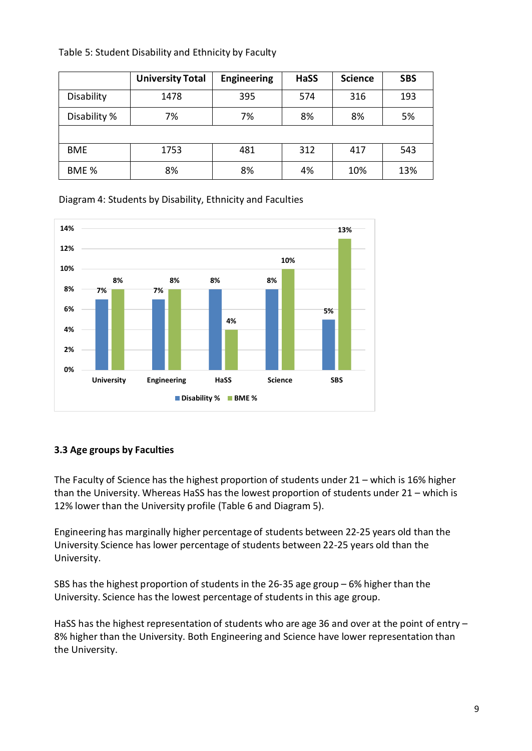Table 5: Student Disability and Ethnicity by Faculty

| | University Total | Engineering | HaSS | Science | SBS |
|---|---|---|---|---|---|
| Disability | 1478 | 395 | 574 | 316 | 193 |
| Disability % | 7% | 7% | 8% | 8% | 5% |
| | | | | | |
| BME | 1753 | 481 | 312 | 417 | 543 |
| BME % | 8% | 8% | 4% | 10% | 13% |

Diagram 4: Students by Disability, Ethnicity and Faculties

| | Disability % | BME % |
|---|---|---|
| University | 7% | 8% |
| Engineering | 7% | 8% |
| HaSS | 8% | 4% |
| Science | 8% | 10% |
| SBS | 5% | 13% |

### 3.3 Age groups by Faculties

The Faculty of Science has the highest proportion of students under 21 – which is 16% higher than the University. Whereas HaSS has the lowest proportion of students under 21 – which is 12% lower than the University profile (Table 6 and Diagram 5).

Engineering has marginally higher percentage of students between 22-25 years old than the University. Science has lower percentage of students between 22-25 years old than the University.

SBS has the highest proportion of students in the 26-35 age group – 6% higher than the University. Science has the lowest percentage of students in this age group.

HaSS has the highest representation of students who are age 36 and over at the point of entry – 8% higher than the University. Both Engineering and Science have lower representation than the University.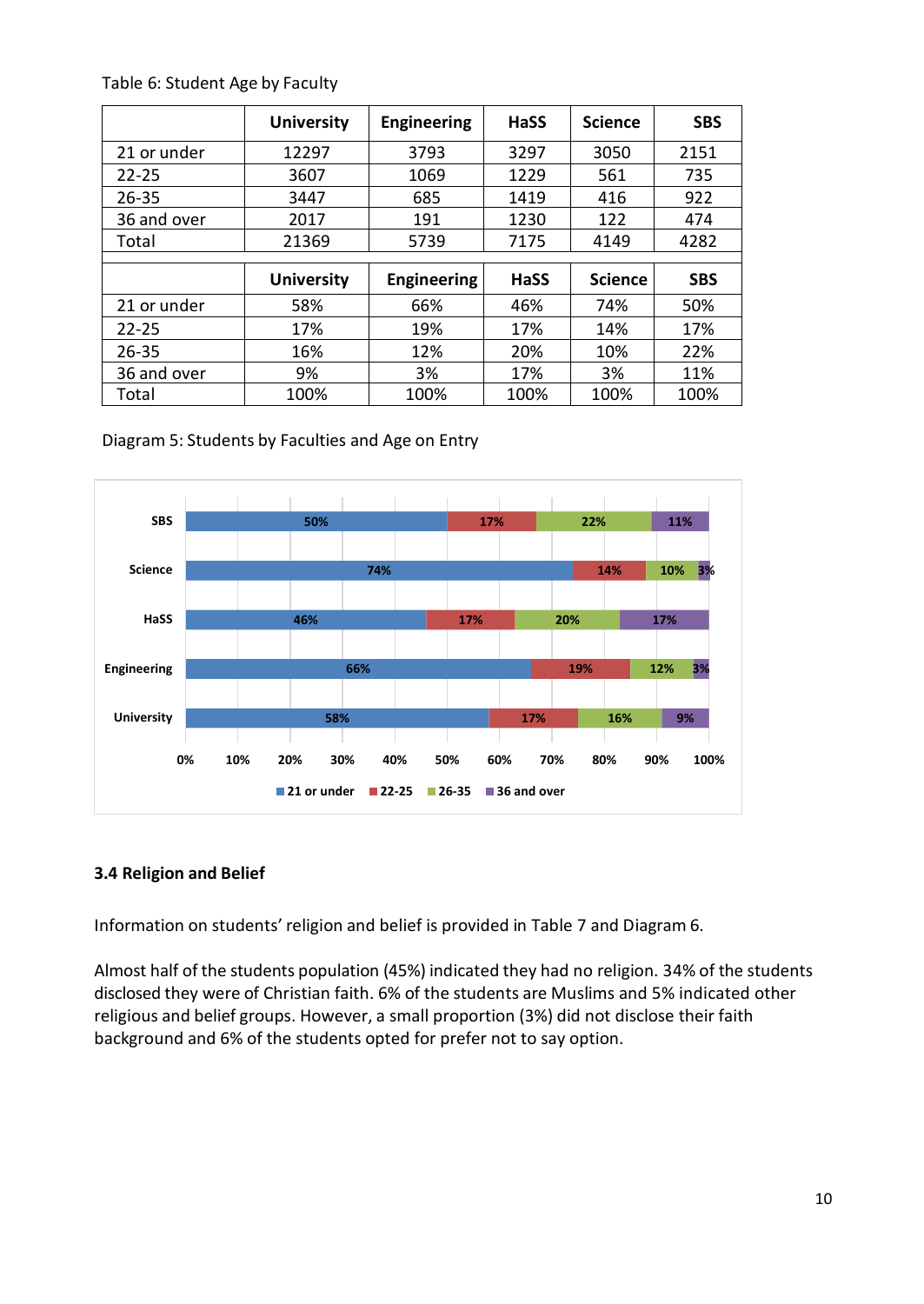Table 6: Student Age by Faculty

| | University | Engineering | HaSS | Science | SBS |
|---|---|---|---|---|---|
| 21 or under | 12297 | 3793 | 3297 | 3050 | 2151 |
| 22-25 | 3607 | 1069 | 1229 | 561 | 735 |
| 26-35 | 3447 | 685 | 1419 | 416 | 922 |
| 36 and over | 2017 | 191 | 1230 | 122 | 474 |
| Total | 21369 | 5739 | 7175 | 4149 | 4282 |
| | **University** | **Engineering** | **HaSS** | **Science** | **SBS** |
| 21 or under | 58% | 66% | 46% | 74% | 50% |
| 22-25 | 17% | 19% | 17% | 14% | 17% |
| 26-35 | 16% | 12% | 20% | 10% | 22% |
| 36 and over | 9% | 3% | 17% | 3% | 11% |
| Total | 100% | 100% | 100% | 100% | 100% |

Diagram 5: Students by Faculties and Age on Entry

### 3.4 Religion and Belief

Information on students' religion and belief is provided in Table 7 and Diagram 6.

Almost half of the students population (45%) indicated they had no religion. 34% of the students disclosed they were of Christian faith. 6% of the students are Muslims and 5% indicated other religious and belief groups. However, a small proportion (3%) did not disclose their faith background and 6% of the students opted for prefer not to say option.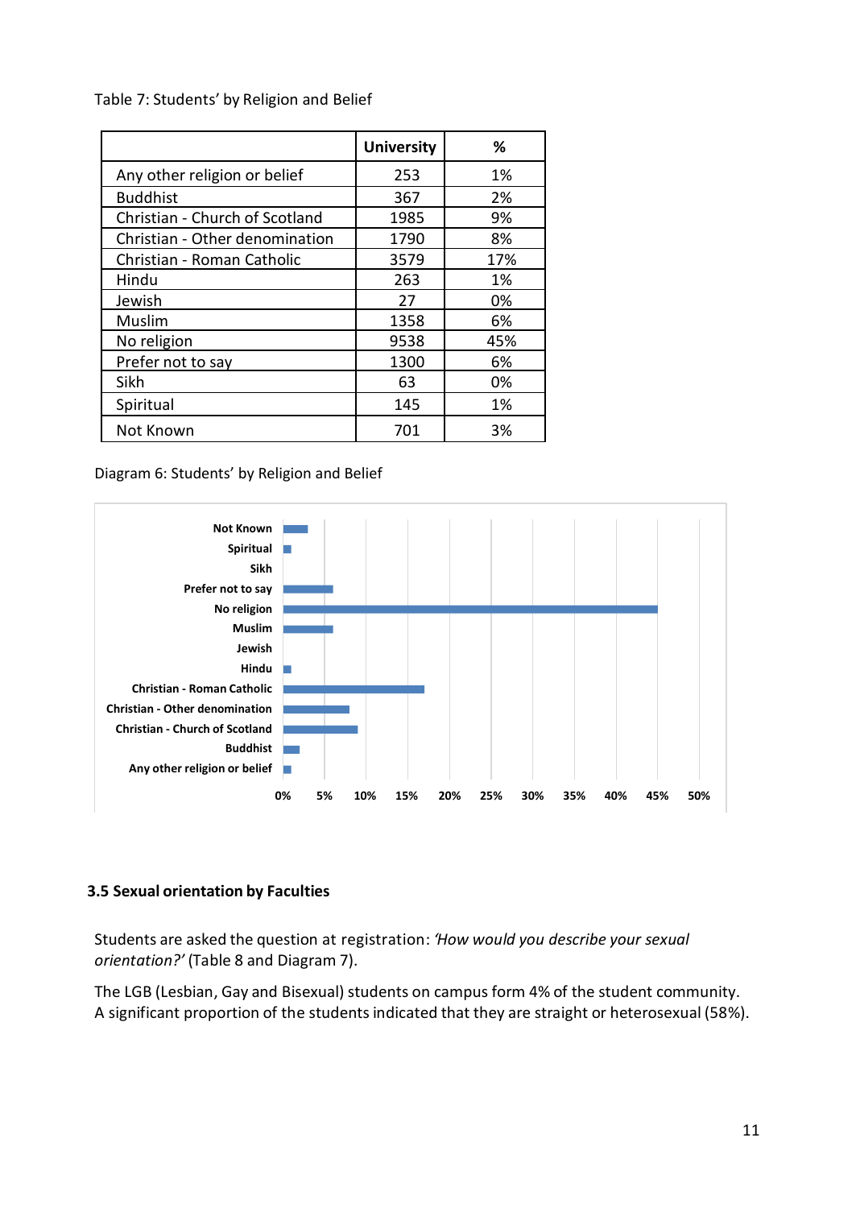Table 7: Students' by Religion and Belief

| | University | % |
|---|---|---|
| Any other religion or belief | 253 | 1% |
| Buddhist | 367 | 2% |
| Christian - Church of Scotland | 1985 | 9% |
| Christian - Other denomination | 1790 | 8% |
| Christian - Roman Catholic | 3579 | 17% |
| Hindu | 263 | 1% |
| Jewish | 27 | 0% |
| Muslim | 1358 | 6% |
| No religion | 9538 | 45% |
| Prefer not to say | 1300 | 6% |
| Sikh | 63 | 0% |
| Spiritual | 145 | 1% |
| Not Known | 701 | 3% |

Diagram 6: Students' by Religion and Belief

## 3.5 Sexual orientation by Faculties

Students are asked the question at registration: *'How would you describe your sexual orientation?'* (Table 8 and Diagram 7).

The LGB (Lesbian, Gay and Bisexual) students on campus form 4% of the student community. A significant proportion of the students indicated that they are straight or heterosexual (58%).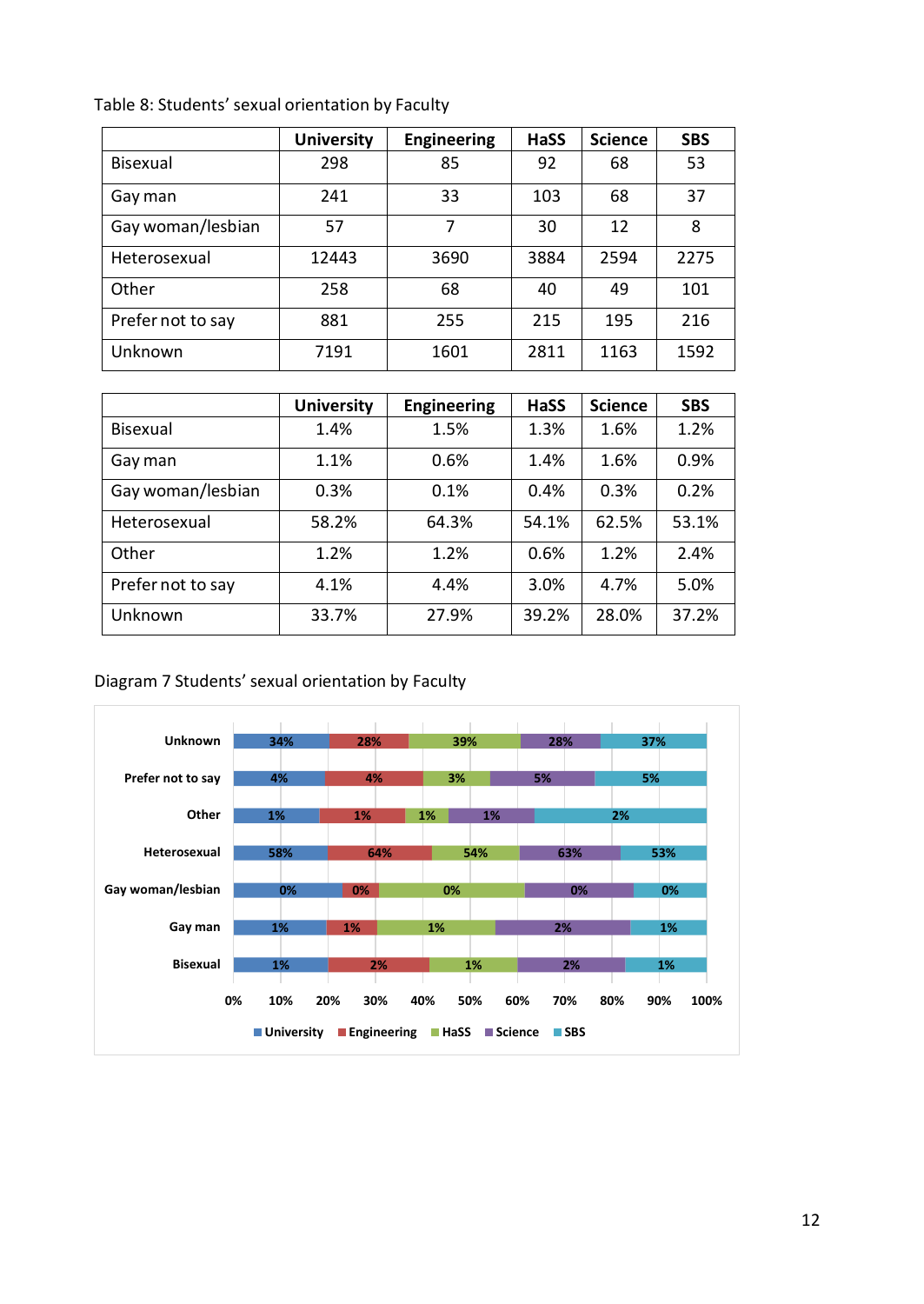Table 8: Students' sexual orientation by Faculty

| | University | Engineering | HaSS | Science | SBS |
|---|---|---|---|---|---|
| Bisexual | 298 | 85 | 92 | 68 | 53 |
| Gay man | 241 | 33 | 103 | 68 | 37 |
| Gay woman/lesbian | 57 | 7 | 30 | 12 | 8 |
| Heterosexual | 12443 | 3690 | 3884 | 2594 | 2275 |
| Other | 258 | 68 | 40 | 49 | 101 |
| Prefer not to say | 881 | 255 | 215 | 195 | 216 |
| Unknown | 7191 | 1601 | 2811 | 1163 | 1592 |

| | University | Engineering | HaSS | Science | SBS |
|---|---|---|---|---|---|
| Bisexual | 1.4% | 1.5% | 1.3% | 1.6% | 1.2% |
| Gay man | 1.1% | 0.6% | 1.4% | 1.6% | 0.9% |
| Gay woman/lesbian | 0.3% | 0.1% | 0.4% | 0.3% | 0.2% |
| Heterosexual | 58.2% | 64.3% | 54.1% | 62.5% | 53.1% |
| Other | 1.2% | 1.2% | 0.6% | 1.2% | 2.4% |
| Prefer not to say | 4.1% | 4.4% | 3.0% | 4.7% | 5.0% |
| Unknown | 33.7% | 27.9% | 39.2% | 28.0% | 37.2% |

Diagram 7 Students' sexual orientation by Faculty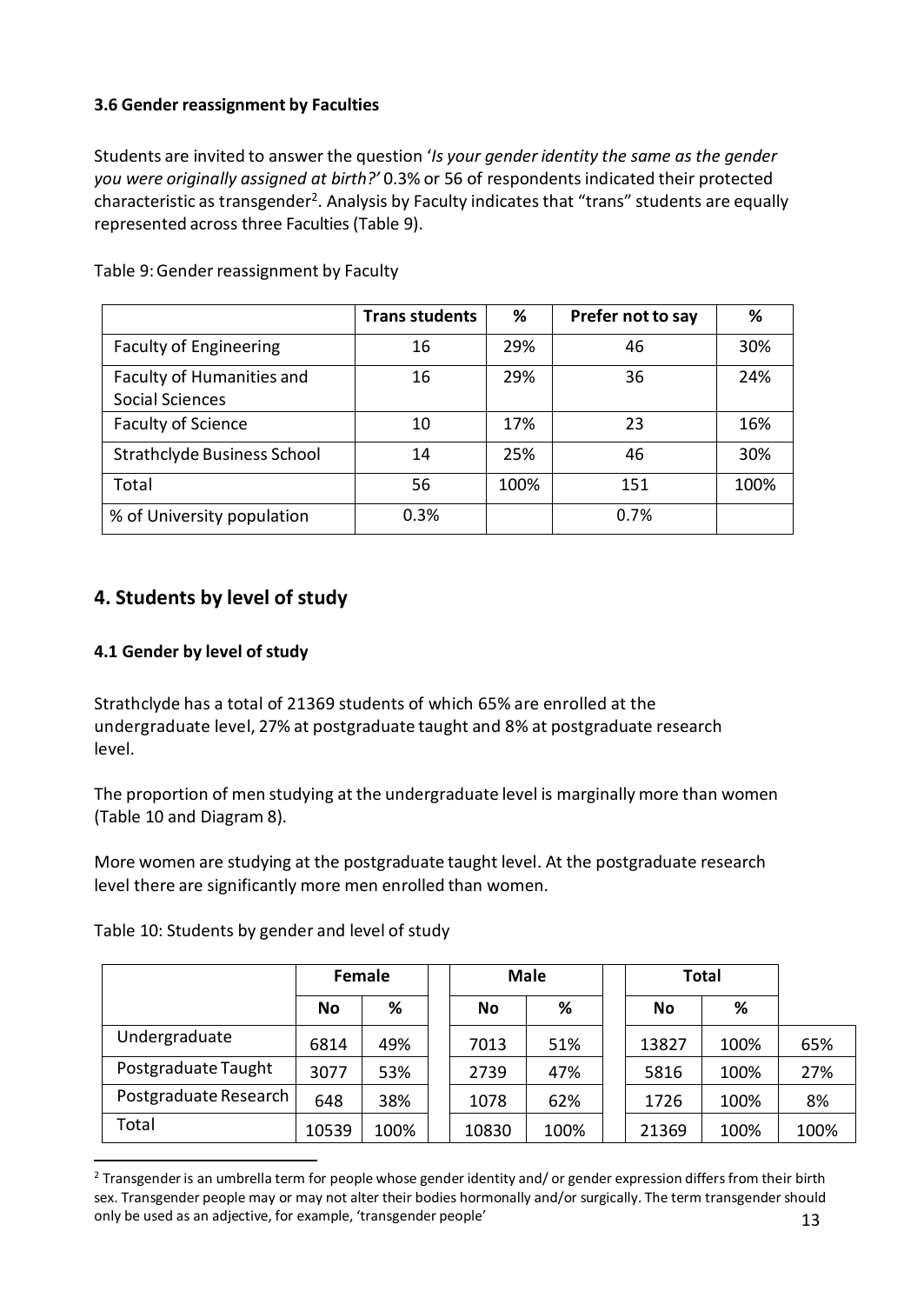### 3.6 Gender reassignment by Faculties

Students are invited to answer the question '*Is your gender identity the same as the gender you were originally assigned at birth?'* 0.3% or 56 of respondents indicated their protected characteristic as transgender[2]. Analysis by Faculty indicates that "trans" students are equally represented across three Faculties (Table 9).

Table 9: Gender reassignment by Faculty

| | Trans students | % | Prefer not to say | % |
|---|---|---|---|---|
| Faculty of Engineering | 16 | 29% | 46 | 30% |
| Faculty of Humanities and Social Sciences | 16 | 29% | 36 | 24% |
| Faculty of Science | 10 | 17% | 23 | 16% |
| Strathclyde Business School | 14 | 25% | 46 | 30% |
| Total | 56 | 100% | 151 | 100% |
| % of University population | 0.3% | | 0.7% | |

## 4. Students by level of study

### 4.1 Gender by level of study

Strathclyde has a total of 21369 students of which 65% are enrolled at the undergraduate level, 27% at postgraduate taught and 8% at postgraduate research level.

The proportion of men studying at the undergraduate level is marginally more than women (Table 10 and Diagram 8).

More women are studying at the postgraduate taught level. At the postgraduate research level there are significantly more men enrolled than women.

Table 10: Students by gender and level of study

| | Female | | Male | | Total | | |
|---|---|---|---|---|---|---|---|
| | No | % | No | % | No | % | |
| Undergraduate | 6814 | 49% | 7013 | 51% | 13827 | 100% | 65% |
| Postgraduate Taught | 3077 | 53% | 2739 | 47% | 5816 | 100% | 27% |
| Postgraduate Research | 648 | 38% | 1078 | 62% | 1726 | 100% | 8% |
| Total | 10539 | 100% | 10830 | 100% | 21369 | 100% | 100% |

[2] Transgender is an umbrella term for people whose gender identity and/ or gender expression differs from their birth sex. Transgender people may or may not alter their bodies hormonally and/or surgically. The term transgender should only be used as an adjective, for example, 'transgender people'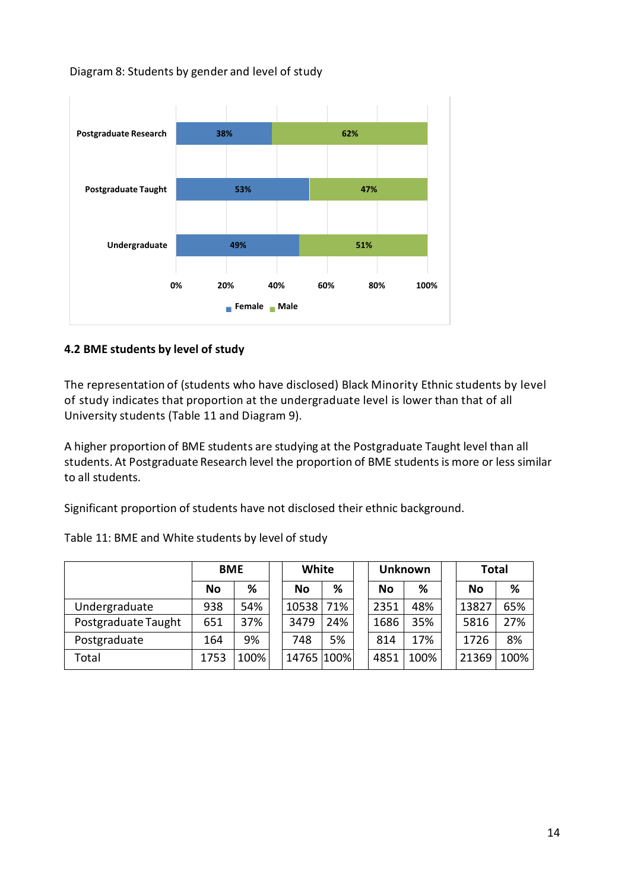Diagram 8: Students by gender and level of study

| | Female | Male |
|---|---|---|
| Postgraduate Research | 38% | 62% |
| Postgraduate Taught | 53% | 47% |
| Undergraduate | 49% | 51% |

#### 4.2 BME students by level of study

The representation of (students who have disclosed) Black Minority Ethnic students by level of study indicates that proportion at the undergraduate level is lower than that of all University students (Table 11 and Diagram 9).

A higher proportion of BME students are studying at the Postgraduate Taught level than all students. At Postgraduate Research level the proportion of BME students is more or less similar to all students.

Significant proportion of students have not disclosed their ethnic background.

Table 11: BME and White students by level of study

| | BME | | White | | Unknown | | Total | |
|---|---|---|---|---|---|---|---|---|
| | No | % | No | % | No | % | No | % |
| Undergraduate | 938 | 54% | 10538 | 71% | 2351 | 48% | 13827 | 65% |
| Postgraduate Taught | 651 | 37% | 3479 | 24% | 1686 | 35% | 5816 | 27% |
| Postgraduate | 164 | 9% | 748 | 5% | 814 | 17% | 1726 | 8% |
| Total | 1753 | 100% | 14765 | 100% | 4851 | 100% | 21369 | 100% |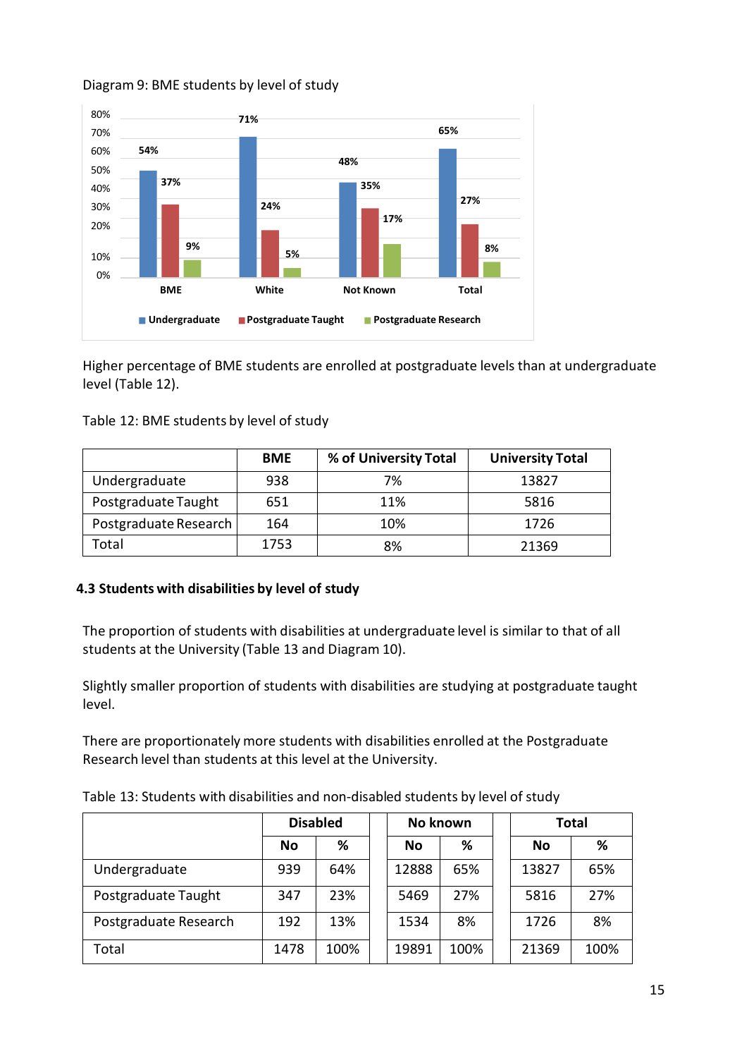Diagram 9: BME students by level of study

| | BME | White | Not Known | Total |
|---|---|---|---|---|
| Undergraduate | 54% | 71% | 48% | 65% |
| Postgraduate Taught | 37% | 24% | 35% | 27% |
| Postgraduate Research | 9% | 5% | 17% | 8% |

Higher percentage of BME students are enrolled at postgraduate levels than at undergraduate level (Table 12).

Table 12: BME students by level of study

| | BME | % of University Total | University Total |
|---|---|---|---|
| Undergraduate | 938 | 7% | 13827 |
| Postgraduate Taught | 651 | 11% | 5816 |
| Postgraduate Research | 164 | 10% | 1726 |
| Total | 1753 | 8% | 21369 |

### 4.3 Students with disabilities by level of study

The proportion of students with disabilities at undergraduate level is similar to that of all students at the University (Table 13 and Diagram 10).

Slightly smaller proportion of students with disabilities are studying at postgraduate taught level.

There are proportionately more students with disabilities enrolled at the Postgraduate Research level than students at this level at the University.

Table 13: Students with disabilities and non-disabled students by level of study

| | Disabled | | No known | | Total | |
|---|---|---|---|---|---|---|
| | No | % | No | % | No | % |
| Undergraduate | 939 | 64% | 12888 | 65% | 13827 | 65% |
| Postgraduate Taught | 347 | 23% | 5469 | 27% | 5816 | 27% |
| Postgraduate Research | 192 | 13% | 1534 | 8% | 1726 | 8% |
| Total | 1478 | 100% | 19891 | 100% | 21369 | 100% |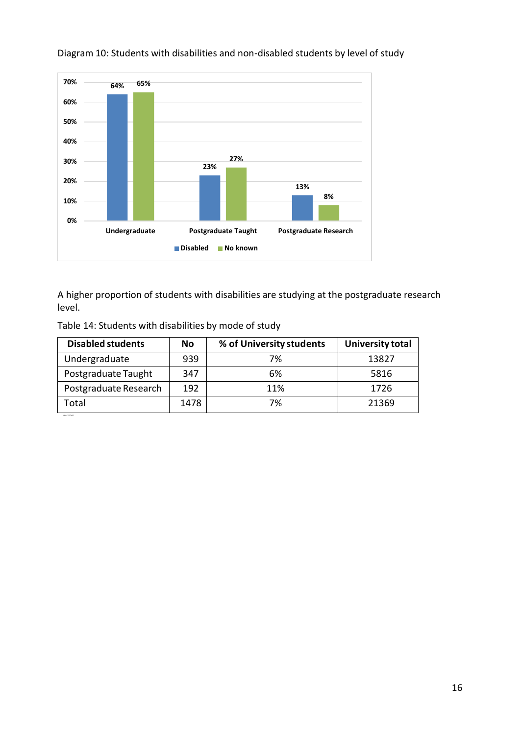Diagram 10: Students with disabilities and non-disabled students by level of study

| | Disabled | No known |
|---|---|---|
| Undergraduate | 64% | 65% |
| Postgraduate Taught | 23% | 27% |
| Postgraduate Research | 13% | 8% |

A higher proportion of students with disabilities are studying at the postgraduate research level.

Table 14: Students with disabilities by mode of study

| Disabled students | No | % of University students | University total |
|---|---|---|---|
| Undergraduate | 939 | 7% | 13827 |
| Postgraduate Taught | 347 | 6% | 5816 |
| Postgraduate Research | 192 | 11% | 1726 |
| Total | 1478 | 7% | 21369 |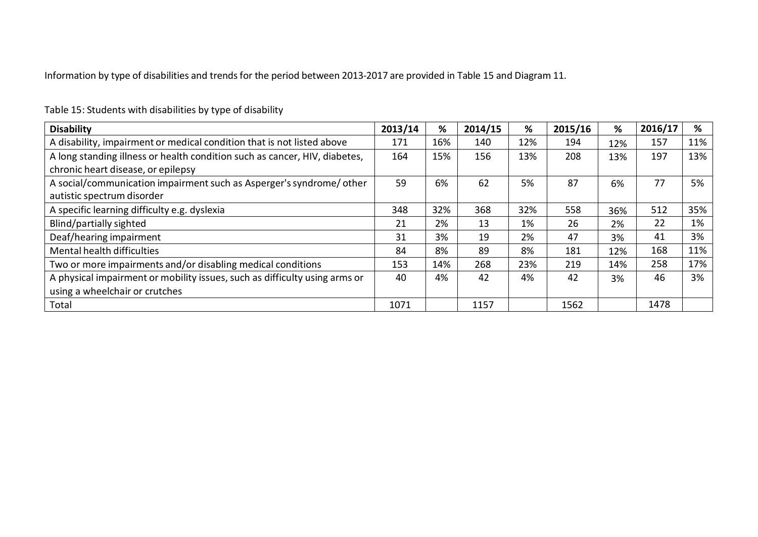Information by type of disabilities and trends for the period between 2013-2017 are provided in Table 15 and Diagram 11.

Table 15: Students with disabilities by type of disability

| Disability | 2013/14 | % | 2014/15 | % | 2015/16 | % | 2016/17 | % |
|---|---|---|---|---|---|---|---|---|
| A disability, impairment or medical condition that is not listed above | 171 | 16% | 140 | 12% | 194 | 12% | 157 | 11% |
| A long standing illness or health condition such as cancer, HIV, diabetes, chronic heart disease, or epilepsy | 164 | 15% | 156 | 13% | 208 | 13% | 197 | 13% |
| A social/communication impairment such as Asperger's syndrome/ other autistic spectrum disorder | 59 | 6% | 62 | 5% | 87 | 6% | 77 | 5% |
| A specific learning difficulty e.g. dyslexia | 348 | 32% | 368 | 32% | 558 | 36% | 512 | 35% |
| Blind/partially sighted | 21 | 2% | 13 | 1% | 26 | 2% | 22 | 1% |
| Deaf/hearing impairment | 31 | 3% | 19 | 2% | 47 | 3% | 41 | 3% |
| Mental health difficulties | 84 | 8% | 89 | 8% | 181 | 12% | 168 | 11% |
| Two or more impairments and/or disabling medical conditions | 153 | 14% | 268 | 23% | 219 | 14% | 258 | 17% |
| A physical impairment or mobility issues, such as difficulty using arms or using a wheelchair or crutches | 40 | 4% | 42 | 4% | 42 | 3% | 46 | 3% |
| Total | 1071 | | 1157 | | 1562 | | 1478 | |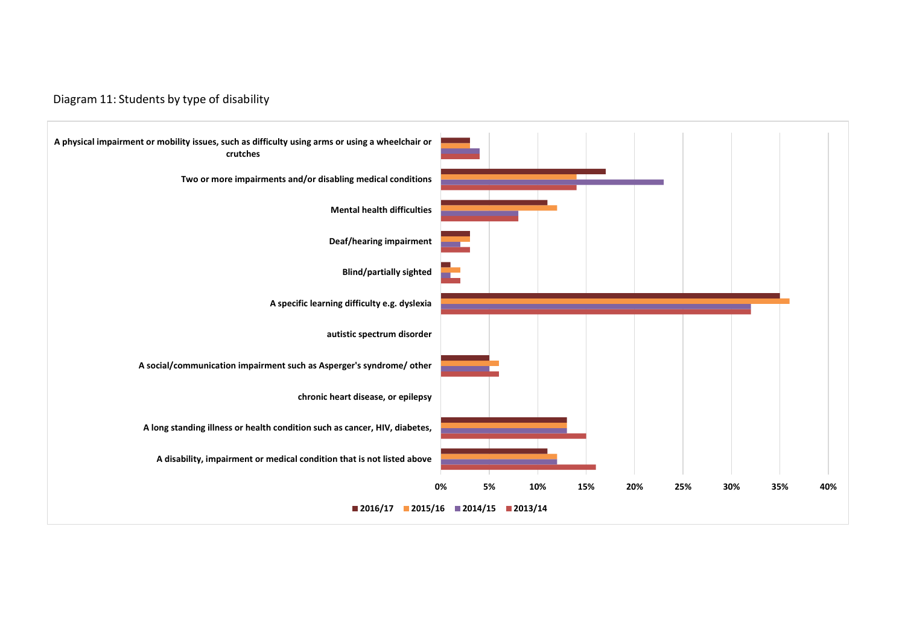Diagram 11: Students by type of disability

A physical impairment or mobility issues, such as difficulty using arms or using a wheelchair or crutches

Two or more impairments and/or disabling medical conditions

Mental health difficulties

Deaf/hearing impairment

Blind/partially sighted

A specific learning difficulty e.g. dyslexia

autistic spectrum disorder

A social/communication impairment such as Asperger's syndrome/ other

chronic heart disease, or epilepsy

A long standing illness or health condition such as cancer, HIV, diabetes,

A disability, impairment or medical condition that is not listed above

0% 5% 10% 15% 20% 25% 30% 35% 40%

2016/17 2015/16 2014/15 2013/14